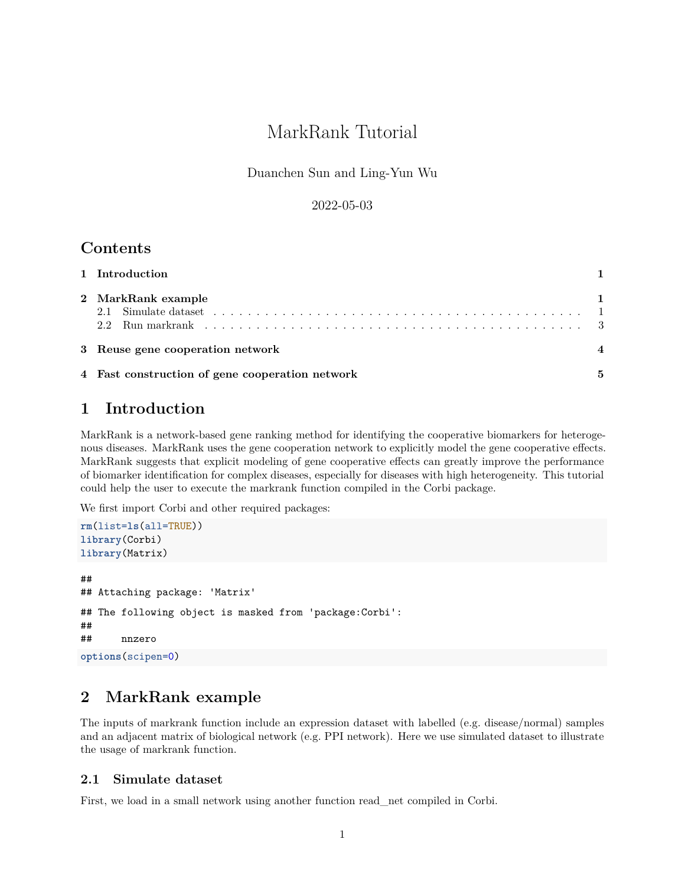# MarkRank Tutorial

Duanchen Sun and Ling-Yun Wu

2022-05-03

## Contents

- 1 Introduction 1
- 2 MarkRank example 1
  - 2.1 Simulate dataset 1
  - 2.2 Run markrank 3
- 3 Reuse gene cooperation network 4
- 4 Fast construction of gene cooperation network 5

# 1 Introduction

MarkRank is a network-based gene ranking method for identifying the cooperative biomarkers for heterogenous diseases. MarkRank uses the gene cooperation network to explicitly model the gene cooperative effects. MarkRank suggests that explicit modeling of gene cooperative effects can greatly improve the performance of biomarker identification for complex diseases, especially for diseases with high heterogeneity. This tutorial could help the user to execute the markrank function compiled in the Corbi package.

We first import Corbi and other required packages:

```
rm(list=ls(all=TRUE))
library(Corbi)
library(Matrix)
```

```
##
## Attaching package: 'Matrix'
## The following object is masked from 'package:Corbi':
##
##     nnzero
```

```
options(scipen=0)
```

# 2 MarkRank example

The inputs of markrank function include an expression dataset with labelled (e.g. disease/normal) samples and an adjacent matrix of biological network (e.g. PPI network). Here we use simulated dataset to illustrate the usage of markrank function.

## 2.1 Simulate dataset

First, we load in a small network using another function read_net compiled in Corbi.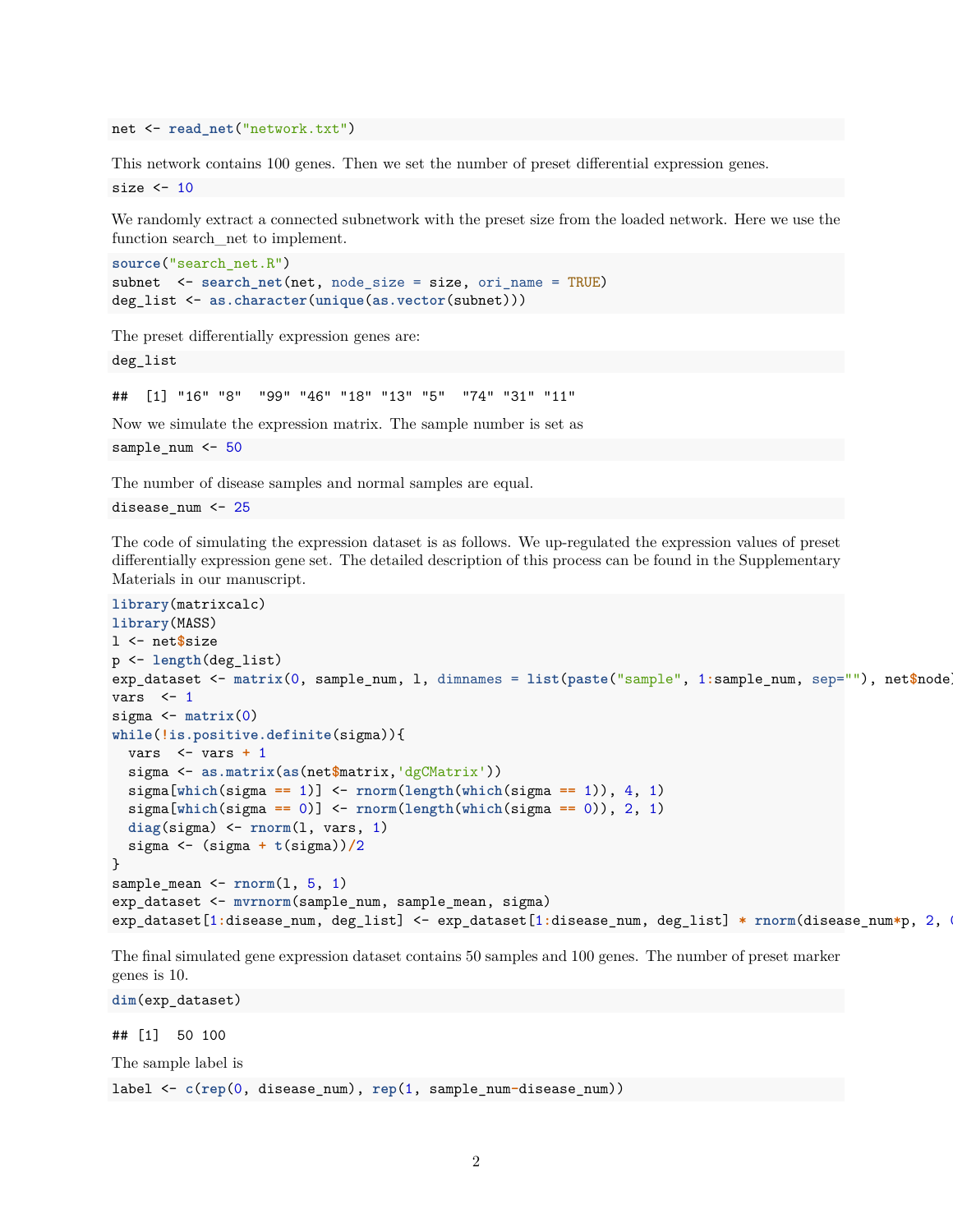```
net <- read_net("network.txt")
```

This network contains 100 genes. Then we set the number of preset differential expression genes.

```
size <- 10
```

We randomly extract a connected subnetwork with the preset size from the loaded network. Here we use the function search_net to implement.

```
source("search_net.R")
subnet  <- search_net(net, node_size = size, ori_name = TRUE)
deg_list <- as.character(unique(as.vector(subnet)))
```

The preset differentially expression genes are:

```
deg_list
```

```
##  [1] "16" "8"  "99" "46" "18" "13" "5"  "74" "31" "11"
```

Now we simulate the expression matrix. The sample number is set as

```
sample_num <- 50
```

The number of disease samples and normal samples are equal.

```
disease_num <- 25
```

The code of simulating the expression dataset is as follows. We up-regulated the expression values of preset differentially expression gene set. The detailed description of this process can be found in the Supplementary Materials in our manuscript.

```
library(matrixcalc)
library(MASS)
l <- net$size
p <- length(deg_list)
exp_dataset <- matrix(0, sample_num, l, dimnames = list(paste("sample", 1:sample_num, sep=""), net$node
vars  <- 1
sigma <- matrix(0)
while(!is.positive.definite(sigma)){
  vars  <- vars + 1
  sigma <- as.matrix(as(net$matrix,'dgCMatrix'))
  sigma[which(sigma == 1)] <- rnorm(length(which(sigma == 1)), 4, 1)
  sigma[which(sigma == 0)] <- rnorm(length(which(sigma == 0)), 2, 1)
  diag(sigma) <- rnorm(l, vars, 1)
  sigma <- (sigma + t(sigma))/2
}
sample_mean <- rnorm(l, 5, 1)
exp_dataset <- mvrnorm(sample_num, sample_mean, sigma)
exp_dataset[1:disease_num, deg_list] <- exp_dataset[1:disease_num, deg_list] * rnorm(disease_num*p, 2, (
```

The final simulated gene expression dataset contains 50 samples and 100 genes. The number of preset marker genes is 10.

```
dim(exp_dataset)
```

```
## [1]  50 100
```

The sample label is

```
label <- c(rep(0, disease_num), rep(1, sample_num-disease_num))
```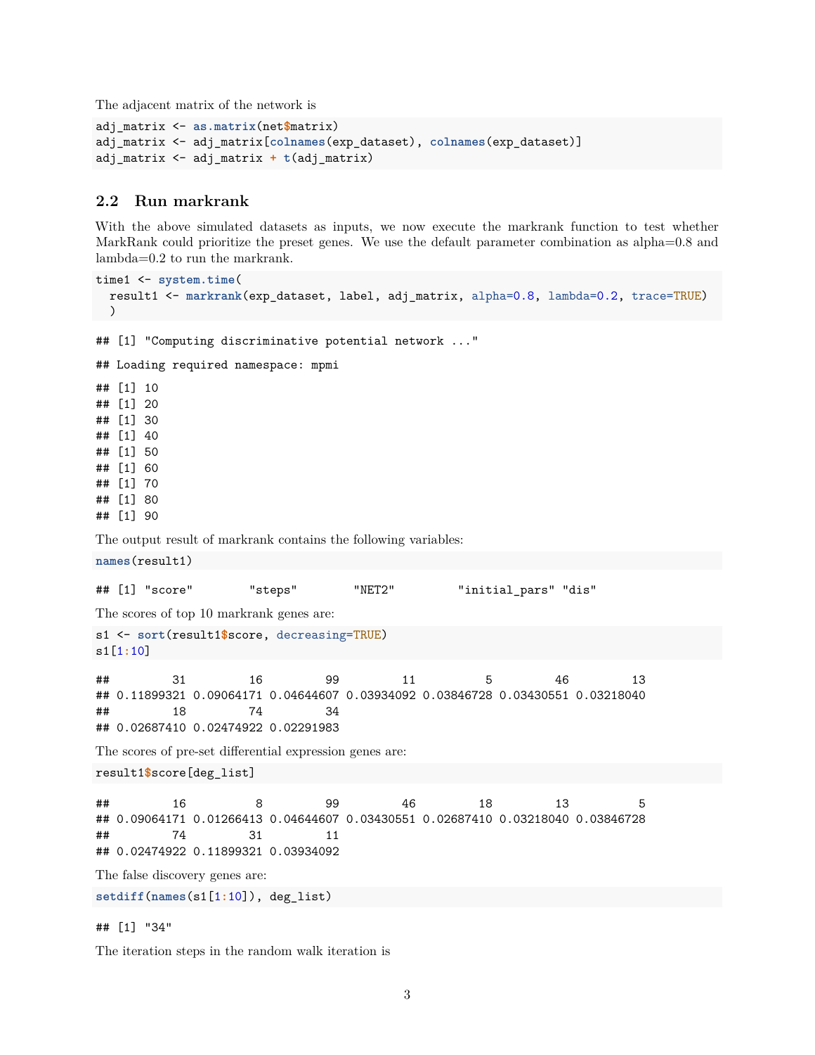The adjacent matrix of the network is

```
adj_matrix <- as.matrix(net$matrix)
adj_matrix <- adj_matrix[colnames(exp_dataset), colnames(exp_dataset)]
adj_matrix <- adj_matrix + t(adj_matrix)
```

## 2.2 Run markrank

With the above simulated datasets as inputs, we now execute the markrank function to test whether MarkRank could prioritize the preset genes. We use the default parameter combination as alpha=0.8 and lambda=0.2 to run the markrank.

```
time1 <- system.time(
  result1 <- markrank(exp_dataset, label, adj_matrix, alpha=0.8, lambda=0.2, trace=TRUE)
  )
```

```
## [1] "Computing discriminative potential network ..."
```

```
## Loading required namespace: mpmi
```

```
## [1] 10
## [1] 20
## [1] 30
## [1] 40
## [1] 50
## [1] 60
## [1] 70
## [1] 80
## [1] 90
```

The output result of markrank contains the following variables:

```
names(result1)
```

```
## [1] "score"        "steps"        "NET2"         "initial_pars" "dis"
```

The scores of top 10 markrank genes are:

```
s1 <- sort(result1$score, decreasing=TRUE)
s1[1:10]
```

```
##         31         16         99         11          5         46         13
## 0.11899321 0.09064171 0.04644607 0.03934092 0.03846728 0.03430551 0.03218040
##         18         74         34
## 0.02687410 0.02474922 0.02291983
```

The scores of pre-set differential expression genes are:

```
result1$score[deg_list]
```

```
##         16          8         99         46         18         13          5
## 0.09064171 0.01266413 0.04644607 0.03430551 0.02687410 0.03218040 0.03846728
##         74         31         11
## 0.02474922 0.11899321 0.03934092
```

The false discovery genes are:

```
setdiff(names(s1[1:10]), deg_list)
```

```
## [1] "34"
```

The iteration steps in the random walk iteration is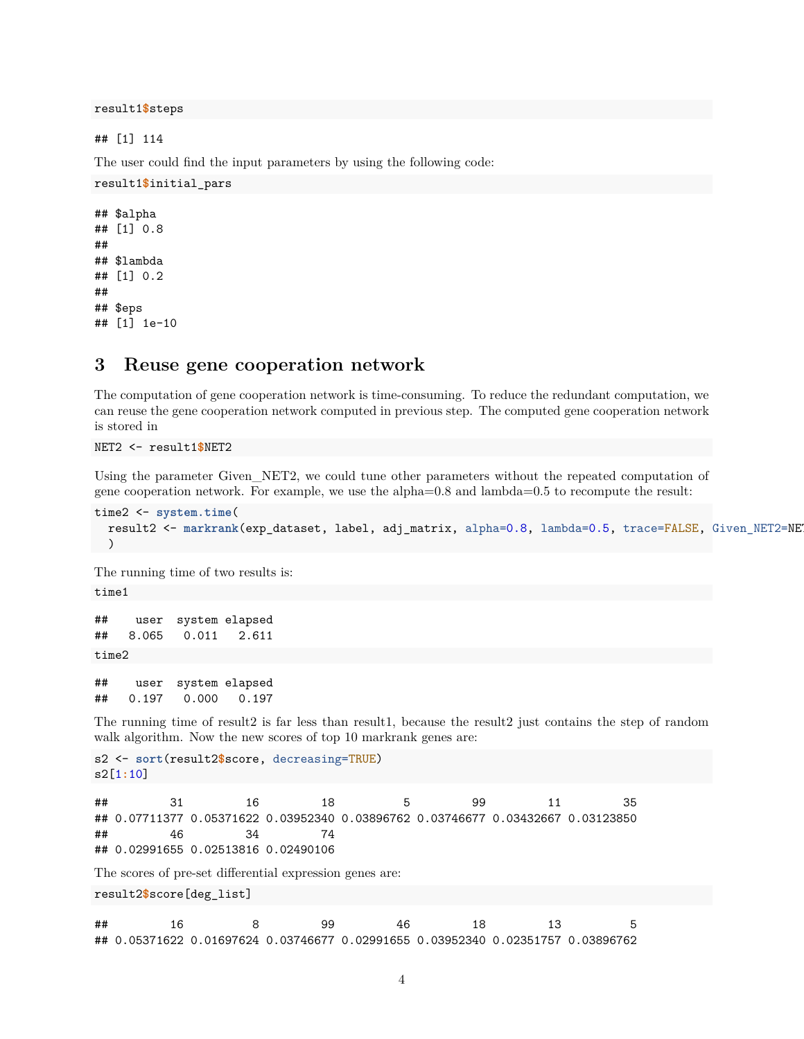```r
result1$steps
```

```
## [1] 114
```

The user could find the input parameters by using the following code:

```r
result1$initial_pars
```

```
## $alpha
## [1] 0.8
##
## $lambda
## [1] 0.2
##
## $eps
## [1] 1e-10
```

# 3 Reuse gene cooperation network

The computation of gene cooperation network is time-consuming. To reduce the redundant computation, we can reuse the gene cooperation network computed in previous step. The computed gene cooperation network is stored in

```r
NET2 <- result1$NET2
```

Using the parameter Given_NET2, we could tune other parameters without the repeated computation of gene cooperation network. For example, we use the alpha=0.8 and lambda=0.5 to recompute the result:

```r
time2 <- system.time(
  result2 <- markrank(exp_dataset, label, adj_matrix, alpha=0.8, lambda=0.5, trace=FALSE, Given_NET2=NET
  )
```

The running time of two results is:

```r
time1
```

```
##    user  system elapsed
##   8.065   0.011   2.611
```

```r
time2
```

```
##    user  system elapsed
##   0.197   0.000   0.197
```

The running time of result2 is far less than result1, because the result2 just contains the step of random walk algorithm. Now the new scores of top 10 markrank genes are:

```r
s2 <- sort(result2$score, decreasing=TRUE)
s2[1:10]
```

```
##         31         16         18          5         99         11         35
## 0.07711377 0.05371622 0.03952340 0.03896762 0.03746677 0.03432667 0.03123850
##         46         34         74
## 0.02991655 0.02513816 0.02490106
```

The scores of pre-set differential expression genes are:

```r
result2$score[deg_list]
```

```
##         16          8         99         46         18         13          5
## 0.05371622 0.01697624 0.03746677 0.02991655 0.03952340 0.02351757 0.03896762
```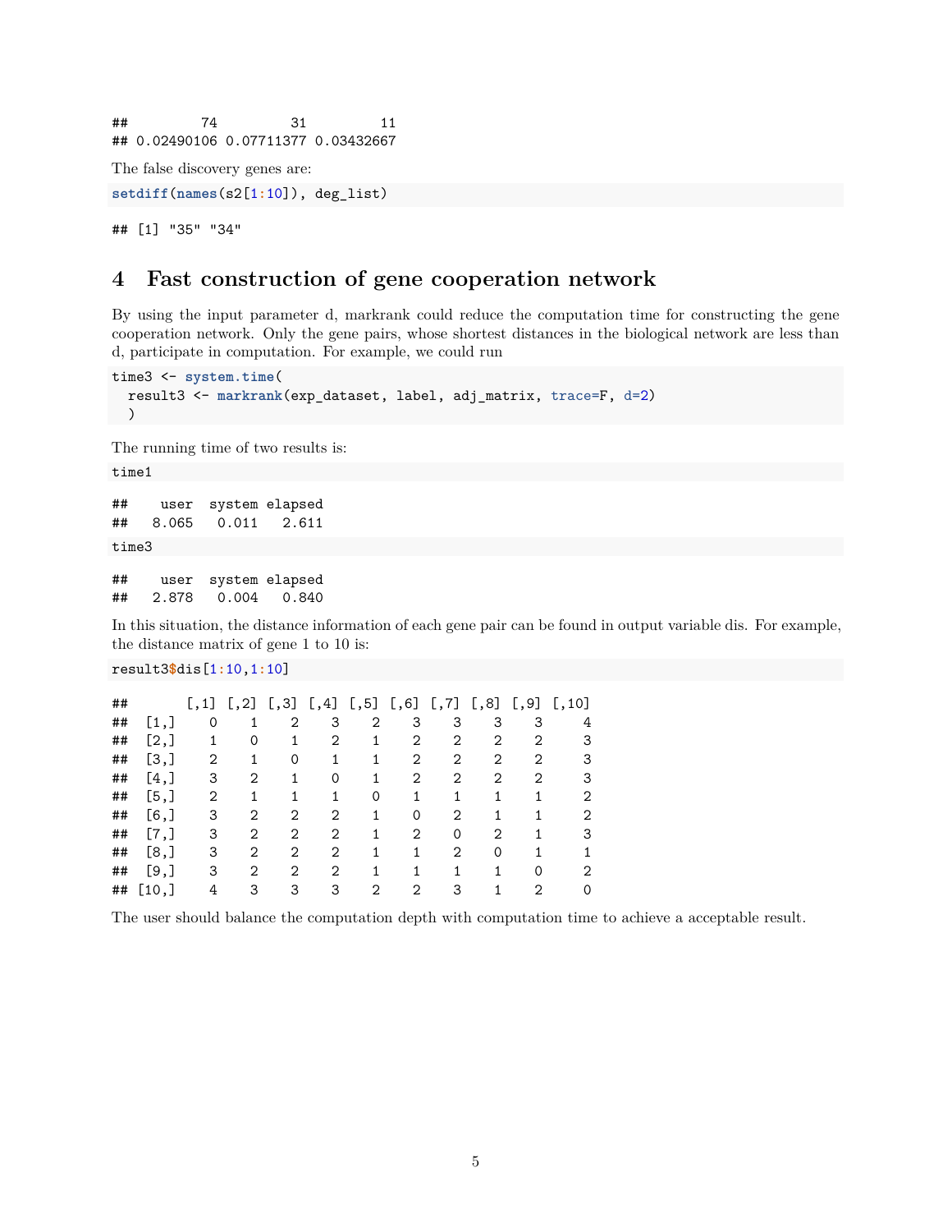```
##         74         31         11
## 0.02490106 0.07711377 0.03432667
```

The false discovery genes are:

```
setdiff(names(s2[1:10]), deg_list)
```

```
## [1] "35" "34"
```

# 4 Fast construction of gene cooperation network

By using the input parameter d, markrank could reduce the computation time for constructing the gene cooperation network. Only the gene pairs, whose shortest distances in the biological network are less than d, participate in computation. For example, we could run

```
time3 <- system.time(
  result3 <- markrank(exp_dataset, label, adj_matrix, trace=F, d=2)
  )
```

The running time of two results is:

```
time1
```

```
##    user  system elapsed
##   8.065   0.011   2.611
```

```
time3
```

```
##    user  system elapsed
##   2.878   0.004   0.840
```

In this situation, the distance information of each gene pair can be found in output variable dis. For example, the distance matrix of gene 1 to 10 is:

```
result3$dis[1:10,1:10]
```

```
##       [,1] [,2] [,3] [,4] [,5] [,6] [,7] [,8] [,9] [,10]
##  [1,]    0    1    2    3    2    3    3    3    3     4
##  [2,]    1    0    1    2    1    2    2    2    2     3
##  [3,]    2    1    0    1    1    2    2    2    2     3
##  [4,]    3    2    1    0    1    2    2    2    2     3
##  [5,]    2    1    1    1    0    1    1    1    1     2
##  [6,]    3    2    2    2    1    0    2    1    1     2
##  [7,]    3    2    2    2    1    2    0    2    1     3
##  [8,]    3    2    2    2    1    1    2    0    1     1
##  [9,]    3    2    2    2    1    1    1    1    0     2
## [10,]    4    3    3    3    2    2    3    1    2     0
```

The user should balance the computation depth with computation time to achieve a acceptable result.